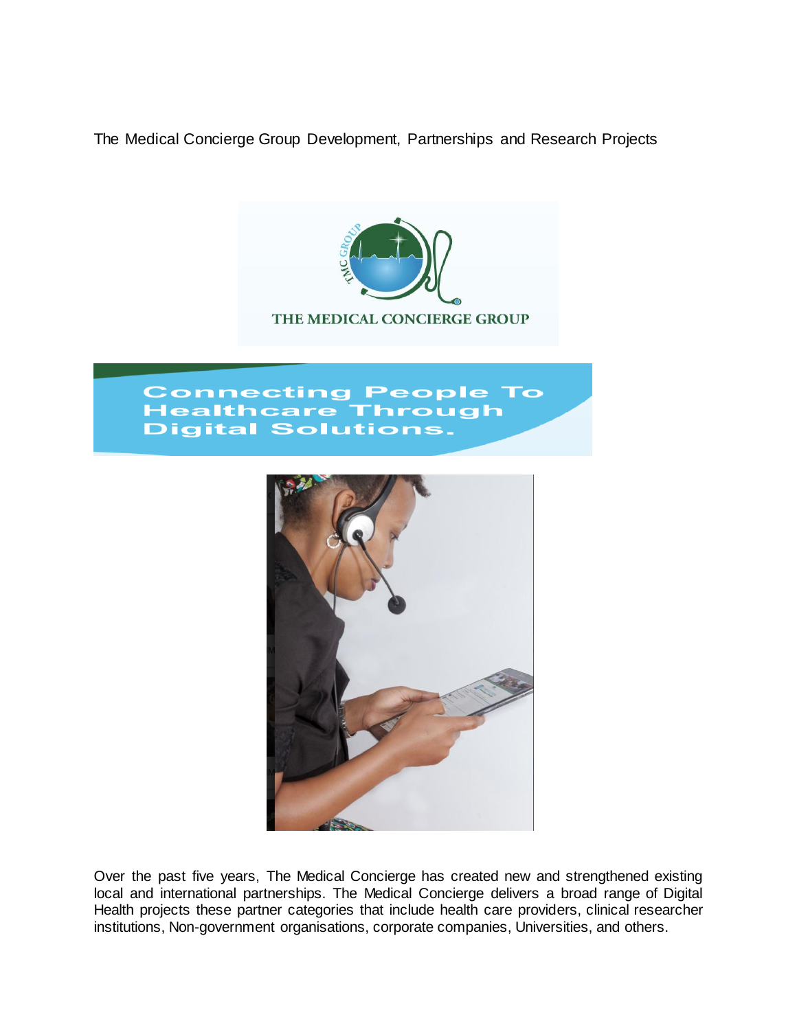# The Medical Concierge Group Development, Partnerships and Research Projects

THE MEDICAL CONCIERGE GROUP

**Connecting People To Healthcare Through Digital Solutions.**

Over the past five years, The Medical Concierge has created new and strengthened existing local and international partnerships. The Medical Concierge delivers a broad range of Digital Health projects these partner categories that include health care providers, clinical researcher institutions, Non-government organisations, corporate companies, Universities, and others.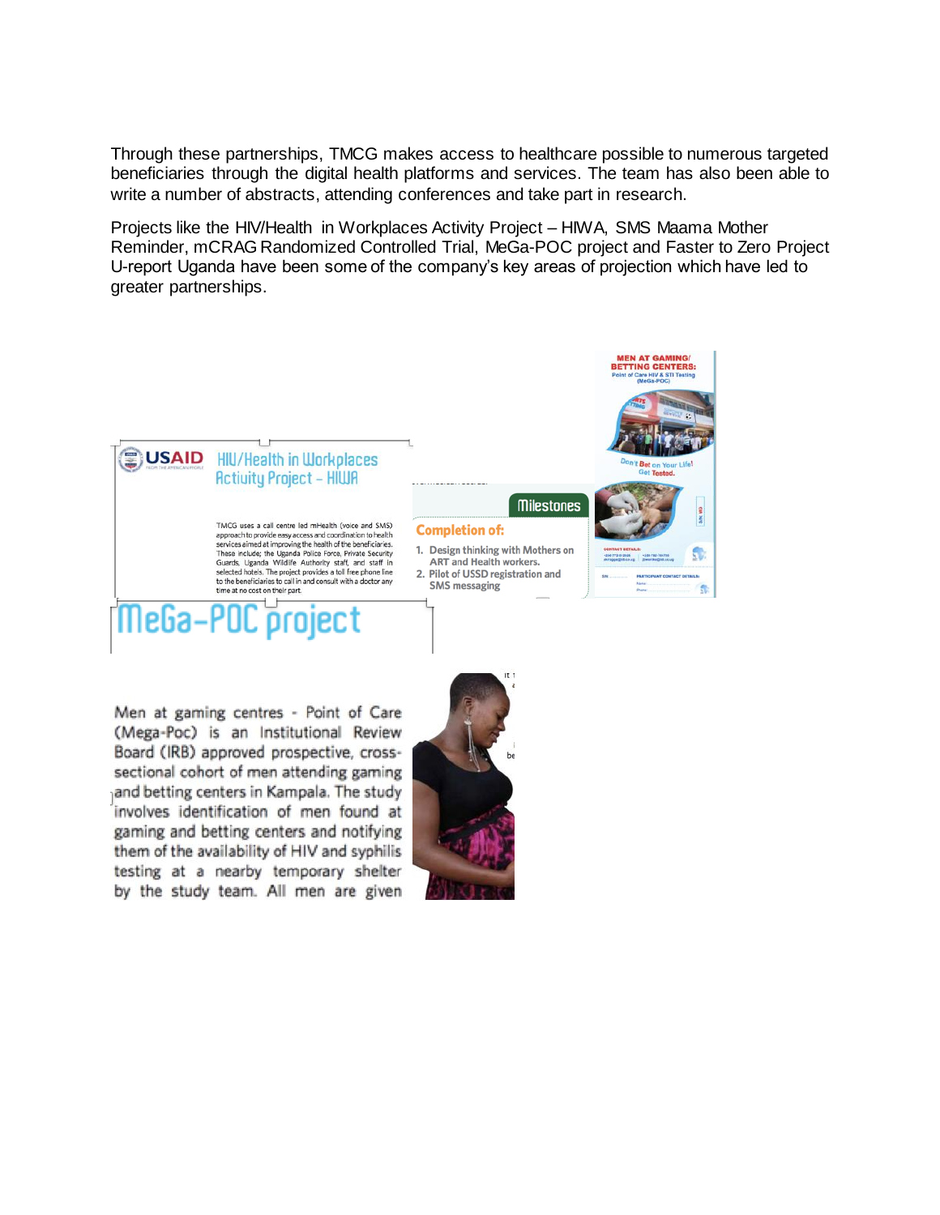Through these partnerships, TMCG makes access to healthcare possible to numerous targeted beneficiaries through the digital health platforms and services. The team has also been able to write a number of abstracts, attending conferences and take part in research.

Projects like the HIV/Health in Workplaces Activity Project – HIWA, SMS Maama Mother Reminder, mCRAG Randomized Controlled Trial, MeGa-POC project and Faster to Zero Project U-report Uganda have been some of the company's key areas of projection which have led to greater partnerships.

USAID

HIV/Health in Workplaces Activity Project – HIWA

TMCG uses a call centre led mHealth (voice and SMS) approach to provide easy access and coordination to health services aimed at improving the health of the beneficiaries. These include; the Uganda Police Force, Private Security Guards, Uganda Wildlife Authority staff, and staff in selected hotels. The project provides a toll free phone line to the beneficiaries to call in and consult with a doctor any time at no cost on their part.

Milestones

**Completion of:**

1. Design thinking with Mothers on ART and Health workers.
2. Pilot of USSD registration and SMS messaging

**MEN AT GAMING/ BETTING CENTERS:**
Point of Care HIV & STI Testing (MeGa-POC)

Don't Bet on Your Life! Get Tested.

# MeGa-POC project

Men at gaming centres - Point of Care (Mega-Poc) is an Institutional Review Board (IRB) approved prospective, cross-sectional cohort of men attending gaming and betting centers in Kampala. The study involves identification of men found at gaming and betting centers and notifying them of the availability of HIV and syphilis testing at a nearby temporary shelter by the study team. All men are given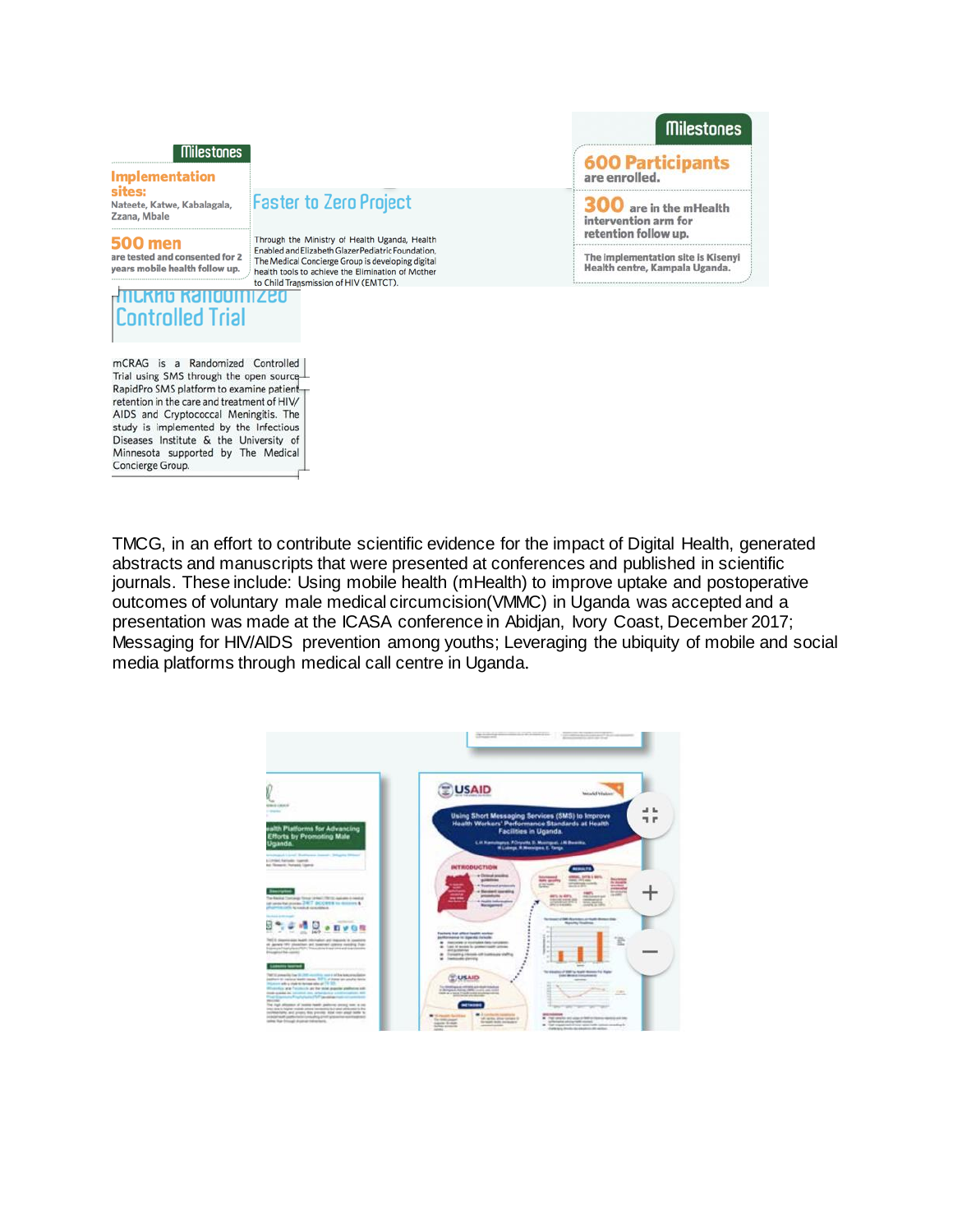Milestones

**Implementation sites:**
Nateete, Katwe, Kabalagala, Zzana, Mbale

**500 men**
are tested and consented for 2 years mobile health follow up.

## Faster to Zero Project

Through the Ministry of Health Uganda, Health Enabled and Elizabeth Glazer Pediatric Foundation, The Medical Concierge Group is developing digital health tools to achieve the Elimination of Mother to Child Transmission of HIV (EMTCT).

Milestones

**600 Participants**
are enrolled.

**300** are in the mHealth intervention arm for retention follow up.

The implementation site is Kisenyi Health centre, Kampala Uganda.

## mCRAG Randomized Controlled Trial

mCRAG is a Randomized Controlled Trial using SMS through the open source RapidPro SMS platform to examine patient retention in the care and treatment of HIV/AIDS and Cryptococcal Meningitis. The study is implemented by the Infectious Diseases Institute & the University of Minnesota supported by The Medical Concierge Group.

TMCG, in an effort to contribute scientific evidence for the impact of Digital Health, generated abstracts and manuscripts that were presented at conferences and published in scientific journals. These include: Using mobile health (mHealth) to improve uptake and postoperative outcomes of voluntary male medical circumcision(VMMC) in Uganda was accepted and a presentation was made at the ICASA conference in Abidjan, Ivory Coast, December 2017; Messaging for HIV/AIDS prevention among youths; Leveraging the ubiquity of mobile and social media platforms through medical call centre in Uganda.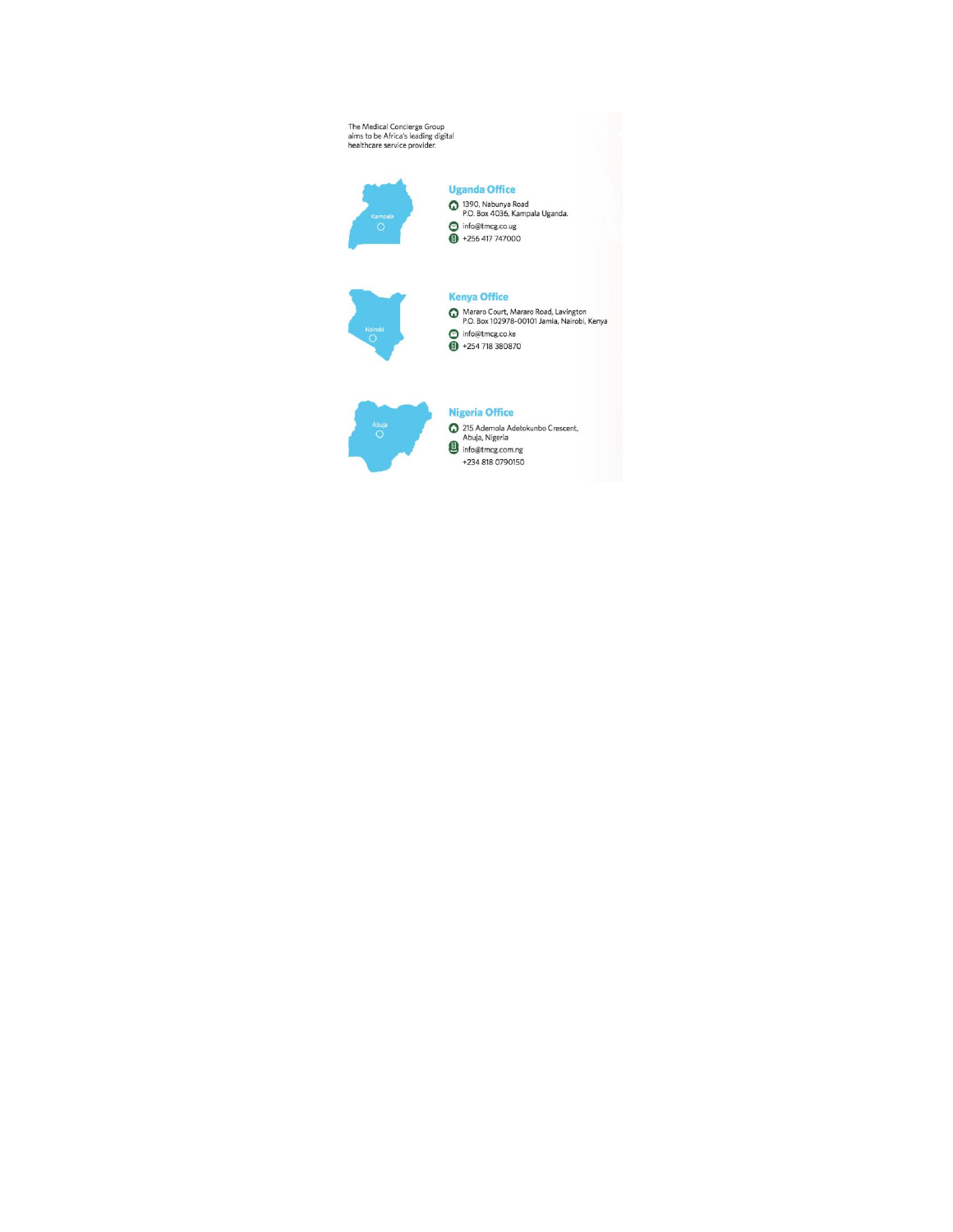The Medical Concierge Group aims to be Africa's leading digital healthcare service provider.

Kampala

### Uganda Office

1390, Nabunya Road
P.O. Box 4036, Kampala Uganda.

info@tmcg.co.ug

+256 417 747000

Nairobi

### Kenya Office

Mararo Court, Mararo Road, Lavington
P.O. Box 102978-00101 Jamia, Nairobi, Kenya

info@tmcg.co.ke

+254 718 380870

Abuja

### Nigeria Office

215 Ademola Adetokunbo Crescent,
Abuja, Nigeria

info@tmcg.com.ng

+234 818 0790150